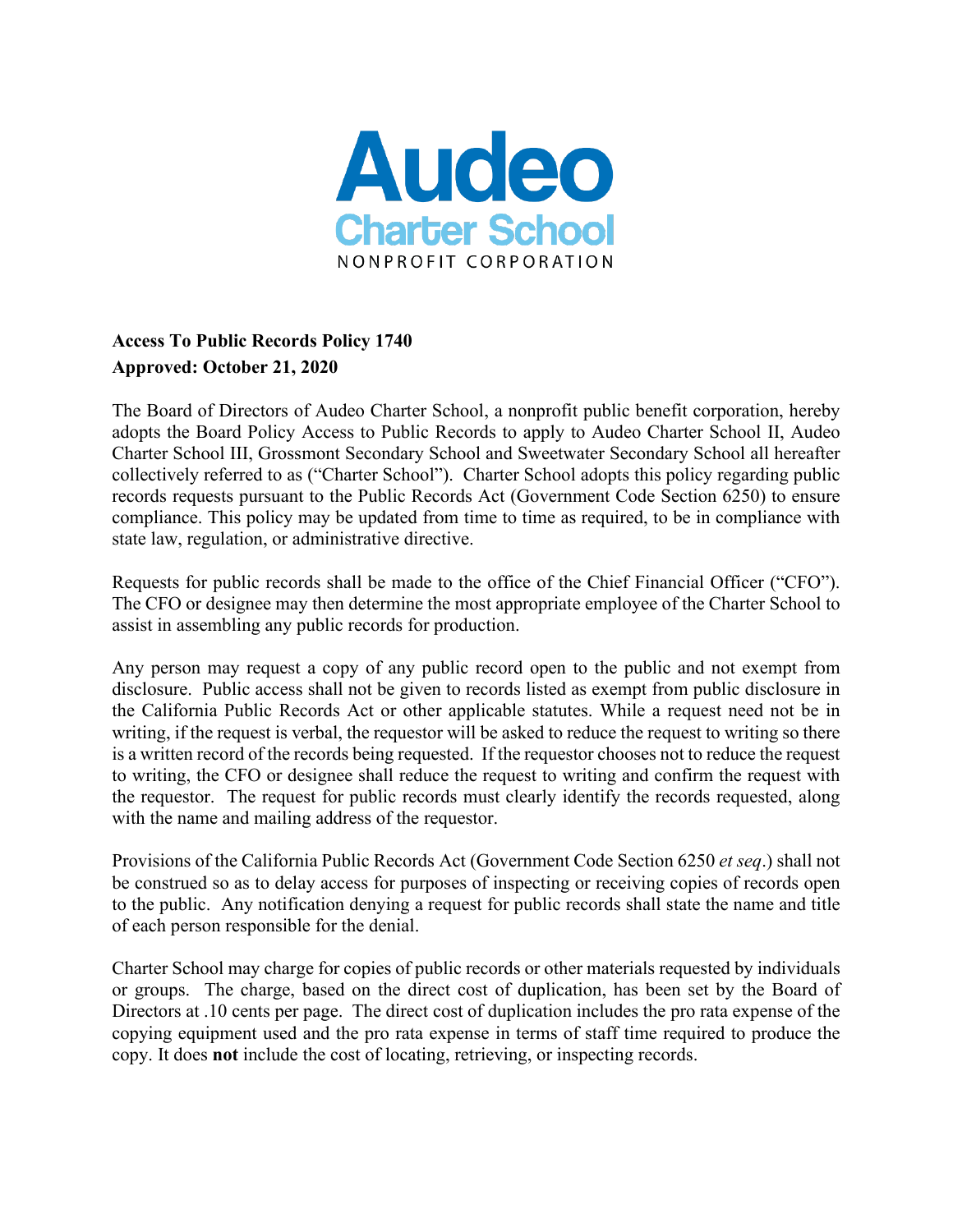Audeo
Charter School
NONPROFIT CORPORATION

**Access To Public Records Policy 1740**
**Approved: October 21, 2020**

The Board of Directors of Audeo Charter School, a nonprofit public benefit corporation, hereby adopts the Board Policy Access to Public Records to apply to Audeo Charter School II, Audeo Charter School III, Grossmont Secondary School and Sweetwater Secondary School all hereafter collectively referred to as ("Charter School"). Charter School adopts this policy regarding public records requests pursuant to the Public Records Act (Government Code Section 6250) to ensure compliance. This policy may be updated from time to time as required, to be in compliance with state law, regulation, or administrative directive.

Requests for public records shall be made to the office of the Chief Financial Officer ("CFO"). The CFO or designee may then determine the most appropriate employee of the Charter School to assist in assembling any public records for production.

Any person may request a copy of any public record open to the public and not exempt from disclosure. Public access shall not be given to records listed as exempt from public disclosure in the California Public Records Act or other applicable statutes. While a request need not be in writing, if the request is verbal, the requestor will be asked to reduce the request to writing so there is a written record of the records being requested. If the requestor chooses not to reduce the request to writing, the CFO or designee shall reduce the request to writing and confirm the request with the requestor. The request for public records must clearly identify the records requested, along with the name and mailing address of the requestor.

Provisions of the California Public Records Act (Government Code Section 6250 *et seq*.) shall not be construed so as to delay access for purposes of inspecting or receiving copies of records open to the public. Any notification denying a request for public records shall state the name and title of each person responsible for the denial.

Charter School may charge for copies of public records or other materials requested by individuals or groups. The charge, based on the direct cost of duplication, has been set by the Board of Directors at .10 cents per page. The direct cost of duplication includes the pro rata expense of the copying equipment used and the pro rata expense in terms of staff time required to produce the copy. It does **not** include the cost of locating, retrieving, or inspecting records.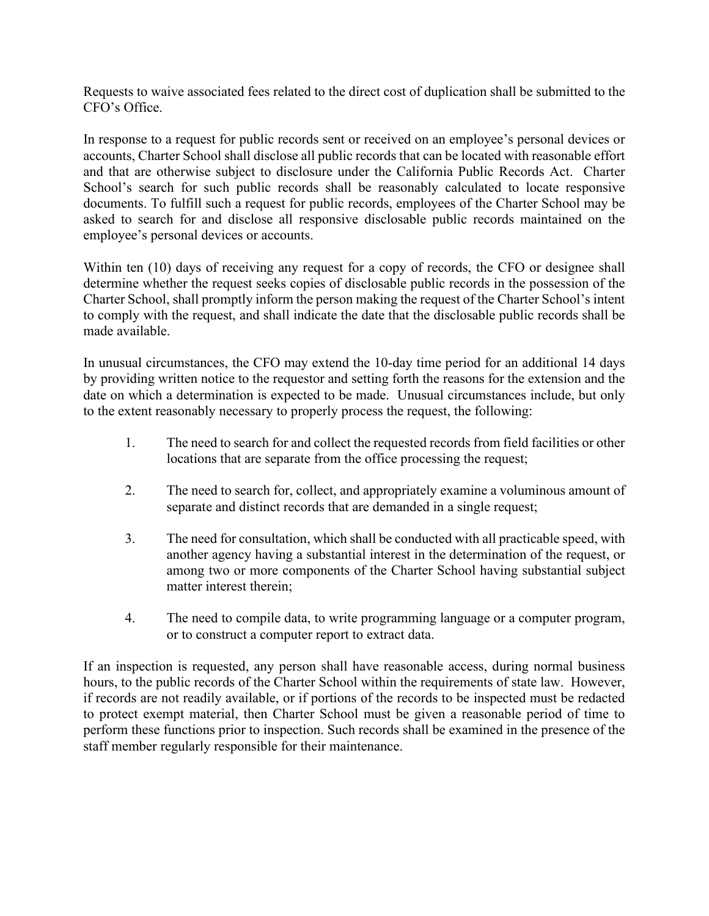Requests to waive associated fees related to the direct cost of duplication shall be submitted to the CFO's Office.

In response to a request for public records sent or received on an employee's personal devices or accounts, Charter School shall disclose all public records that can be located with reasonable effort and that are otherwise subject to disclosure under the California Public Records Act. Charter School's search for such public records shall be reasonably calculated to locate responsive documents. To fulfill such a request for public records, employees of the Charter School may be asked to search for and disclose all responsive disclosable public records maintained on the employee's personal devices or accounts.

Within ten (10) days of receiving any request for a copy of records, the CFO or designee shall determine whether the request seeks copies of disclosable public records in the possession of the Charter School, shall promptly inform the person making the request of the Charter School's intent to comply with the request, and shall indicate the date that the disclosable public records shall be made available.

In unusual circumstances, the CFO may extend the 10-day time period for an additional 14 days by providing written notice to the requestor and setting forth the reasons for the extension and the date on which a determination is expected to be made. Unusual circumstances include, but only to the extent reasonably necessary to properly process the request, the following:

1. The need to search for and collect the requested records from field facilities or other locations that are separate from the office processing the request;

2. The need to search for, collect, and appropriately examine a voluminous amount of separate and distinct records that are demanded in a single request;

3. The need for consultation, which shall be conducted with all practicable speed, with another agency having a substantial interest in the determination of the request, or among two or more components of the Charter School having substantial subject matter interest therein;

4. The need to compile data, to write programming language or a computer program, or to construct a computer report to extract data.

If an inspection is requested, any person shall have reasonable access, during normal business hours, to the public records of the Charter School within the requirements of state law. However, if records are not readily available, or if portions of the records to be inspected must be redacted to protect exempt material, then Charter School must be given a reasonable period of time to perform these functions prior to inspection. Such records shall be examined in the presence of the staff member regularly responsible for their maintenance.